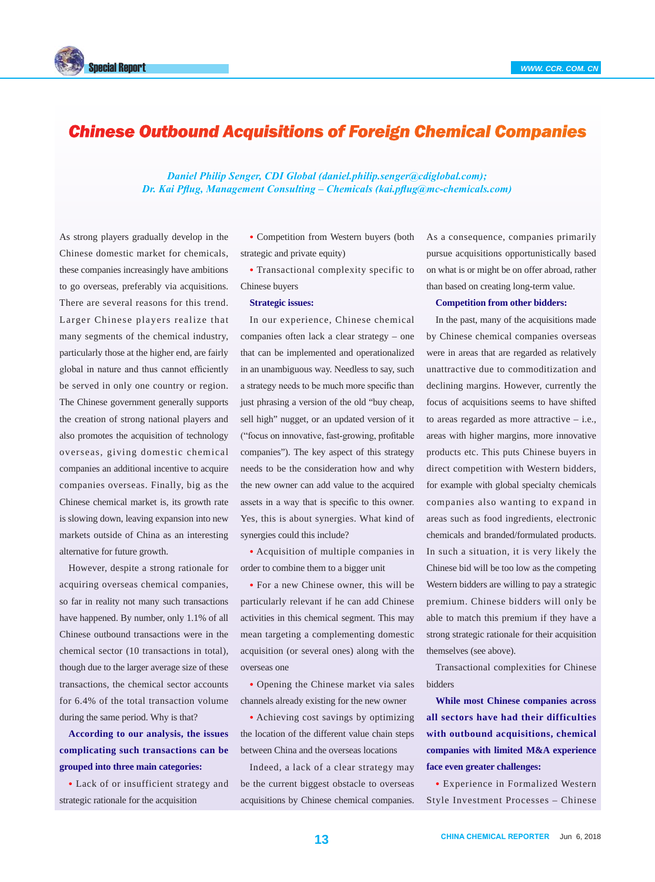# Chinese Outbound Acquisitions of Foreign Chemical Companies

*Daniel Philip Senger, CDI Global (daniel.philip.senger@cdiglobal.com);*
*Dr. Kai Pflug, Management Consulting – Chemicals (kai.pflug@mc-chemicals.com)*

As strong players gradually develop in the Chinese domestic market for chemicals, these companies increasingly have ambitions to go overseas, preferably via acquisitions. There are several reasons for this trend. Larger Chinese players realize that many segments of the chemical industry, particularly those at the higher end, are fairly global in nature and thus cannot efficiently be served in only one country or region. The Chinese government generally supports the creation of strong national players and also promotes the acquisition of technology overseas, giving domestic chemical companies an additional incentive to acquire companies overseas. Finally, big as the Chinese chemical market is, its growth rate is slowing down, leaving expansion into new markets outside of China as an interesting alternative for future growth.

However, despite a strong rationale for acquiring overseas chemical companies, so far in reality not many such transactions have happened. By number, only 1.1% of all Chinese outbound transactions were in the chemical sector (10 transactions in total), though due to the larger average size of these transactions, the chemical sector accounts for 6.4% of the total transaction volume during the same period. Why is that?

**According to our analysis, the issues complicating such transactions can be grouped into three main categories:**

- Lack of or insufficient strategy and strategic rationale for the acquisition
- Competition from Western buyers (both strategic and private equity)
- Transactional complexity specific to Chinese buyers

**Strategic issues:**

In our experience, Chinese chemical companies often lack a clear strategy – one that can be implemented and operationalized in an unambiguous way. Needless to say, such a strategy needs to be much more specific than just phrasing a version of the old "buy cheap, sell high" nugget, or an updated version of it ("focus on innovative, fast-growing, profitable companies"). The key aspect of this strategy needs to be the consideration how and why the new owner can add value to the acquired assets in a way that is specific to this owner. Yes, this is about synergies. What kind of synergies could this include?

- Acquisition of multiple companies in order to combine them to a bigger unit
- For a new Chinese owner, this will be particularly relevant if he can add Chinese activities in this chemical segment. This may mean targeting a complementing domestic acquisition (or several ones) along with the overseas one
- Opening the Chinese market via sales channels already existing for the new owner
- Achieving cost savings by optimizing the location of the different value chain steps between China and the overseas locations

Indeed, a lack of a clear strategy may be the current biggest obstacle to overseas acquisitions by Chinese chemical companies. As a consequence, companies primarily pursue acquisitions opportunistically based on what is or might be on offer abroad, rather than based on creating long-term value.

**Competition from other bidders:**

In the past, many of the acquisitions made by Chinese chemical companies overseas were in areas that are regarded as relatively unattractive due to commoditization and declining margins. However, currently the focus of acquisitions seems to have shifted to areas regarded as more attractive – i.e., areas with higher margins, more innovative products etc. This puts Chinese buyers in direct competition with Western bidders, for example with global specialty chemicals companies also wanting to expand in areas such as food ingredients, electronic chemicals and branded/formulated products. In such a situation, it is very likely the Chinese bid will be too low as the competing Western bidders are willing to pay a strategic premium. Chinese bidders will only be able to match this premium if they have a strong strategic rationale for their acquisition themselves (see above).

Transactional complexities for Chinese bidders

**While most Chinese companies across all sectors have had their difficulties with outbound acquisitions, chemical companies with limited M&A experience face even greater challenges:**

- Experience in Formalized Western Style Investment Processes – Chinese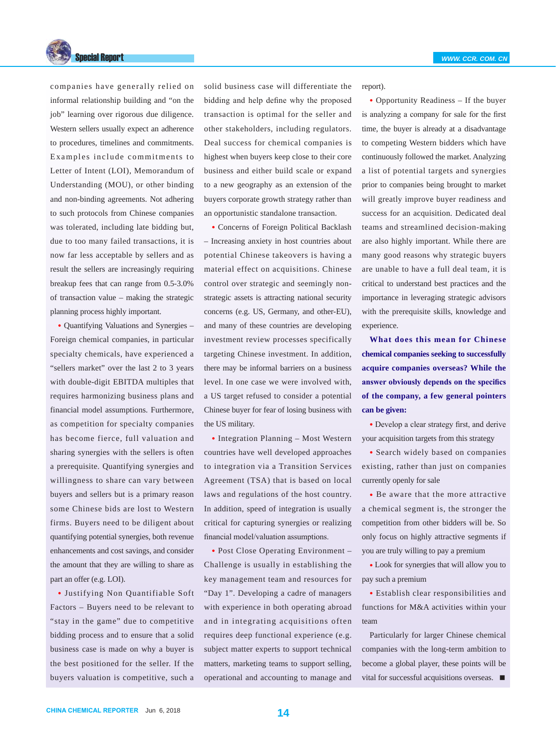companies have generally relied on informal relationship building and "on the job" learning over rigorous due diligence. Western sellers usually expect an adherence to procedures, timelines and commitments. Examples include commitments to Letter of Intent (LOI), Memorandum of Understanding (MOU), or other binding and non-binding agreements. Not adhering to such protocols from Chinese companies was tolerated, including late bidding but, due to too many failed transactions, it is now far less acceptable by sellers and as result the sellers are increasingly requiring breakup fees that can range from 0.5-3.0% of transaction value – making the strategic planning process highly important.

- Quantifying Valuations and Synergies – Foreign chemical companies, in particular specialty chemicals, have experienced a "sellers market" over the last 2 to 3 years with double-digit EBITDA multiples that requires harmonizing business plans and financial model assumptions. Furthermore, as competition for specialty companies has become fierce, full valuation and sharing synergies with the sellers is often a prerequisite. Quantifying synergies and willingness to share can vary between buyers and sellers but is a primary reason some Chinese bids are lost to Western firms. Buyers need to be diligent about quantifying potential synergies, both revenue enhancements and cost savings, and consider the amount that they are willing to share as part an offer (e.g. LOI).

- Justifying Non Quantifiable Soft Factors – Buyers need to be relevant to "stay in the game" due to competitive bidding process and to ensure that a solid business case is made on why a buyer is the best positioned for the seller. If the buyers valuation is competitive, such a solid business case will differentiate the bidding and help define why the proposed transaction is optimal for the seller and other stakeholders, including regulators. Deal success for chemical companies is highest when buyers keep close to their core business and either build scale or expand to a new geography as an extension of the buyers corporate growth strategy rather than an opportunistic standalone transaction.

- Concerns of Foreign Political Backlash – Increasing anxiety in host countries about potential Chinese takeovers is having a material effect on acquisitions. Chinese control over strategic and seemingly non-strategic assets is attracting national security concerns (e.g. US, Germany, and other-EU), and many of these countries are developing investment review processes specifically targeting Chinese investment. In addition, there may be informal barriers on a business level. In one case we were involved with, a US target refused to consider a potential Chinese buyer for fear of losing business with the US military.

- Integration Planning – Most Western countries have well developed approaches to integration via a Transition Services Agreement (TSA) that is based on local laws and regulations of the host country. In addition, speed of integration is usually critical for capturing synergies or realizing financial model/valuation assumptions.

- Post Close Operating Environment – Challenge is usually in establishing the key management team and resources for "Day 1". Developing a cadre of managers with experience in both operating abroad and in integrating acquisitions often requires deep functional experience (e.g. subject matter experts to support technical matters, marketing teams to support selling, operational and accounting to manage and report).

- Opportunity Readiness – If the buyer is analyzing a company for sale for the first time, the buyer is already at a disadvantage to competing Western bidders which have continuously followed the market. Analyzing a list of potential targets and synergies prior to companies being brought to market will greatly improve buyer readiness and success for an acquisition. Dedicated deal teams and streamlined decision-making are also highly important. While there are many good reasons why strategic buyers are unable to have a full deal team, it is critical to understand best practices and the importance in leveraging strategic advisors with the prerequisite skills, knowledge and experience.

**What does this mean for Chinese chemical companies seeking to successfully acquire companies overseas? While the answer obviously depends on the specifics of the company, a few general pointers can be given:**

- Develop a clear strategy first, and derive your acquisition targets from this strategy
- Search widely based on companies existing, rather than just on companies currently openly for sale
- Be aware that the more attractive a chemical segment is, the stronger the competition from other bidders will be. So only focus on highly attractive segments if you are truly willing to pay a premium
- Look for synergies that will allow you to pay such a premium
- Establish clear responsibilities and functions for M&A activities within your team

Particularly for larger Chinese chemical companies with the long-term ambition to become a global player, these points will be vital for successful acquisitions overseas. ■